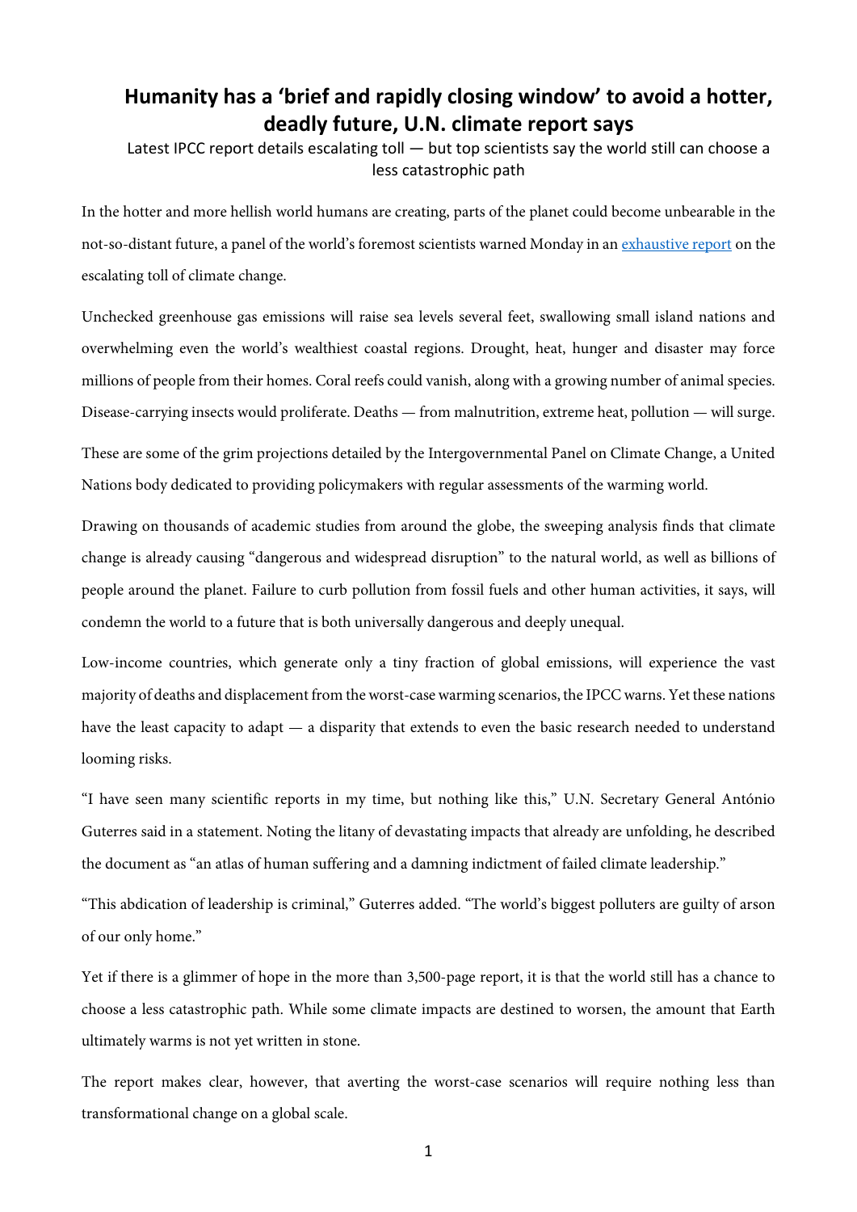# Humanity has a 'brief and rapidly closing window' to avoid a hotter, deadly future, U.N. climate report says

Latest IPCC report details escalating toll — but top scientists say the world still can choose a less catastrophic path

In the hotter and more hellish world humans are creating, parts of the planet could become unbearable in the not-so-distant future, a panel of the world's foremost scientists warned Monday in an [exhaustive report]() on the escalating toll of climate change.

Unchecked greenhouse gas emissions will raise sea levels several feet, swallowing small island nations and overwhelming even the world's wealthiest coastal regions. Drought, heat, hunger and disaster may force millions of people from their homes. Coral reefs could vanish, along with a growing number of animal species. Disease-carrying insects would proliferate. Deaths — from malnutrition, extreme heat, pollution — will surge.

These are some of the grim projections detailed by the Intergovernmental Panel on Climate Change, a United Nations body dedicated to providing policymakers with regular assessments of the warming world.

Drawing on thousands of academic studies from around the globe, the sweeping analysis finds that climate change is already causing "dangerous and widespread disruption" to the natural world, as well as billions of people around the planet. Failure to curb pollution from fossil fuels and other human activities, it says, will condemn the world to a future that is both universally dangerous and deeply unequal.

Low-income countries, which generate only a tiny fraction of global emissions, will experience the vast majority of deaths and displacement from the worst-case warming scenarios, the IPCC warns. Yet these nations have the least capacity to adapt — a disparity that extends to even the basic research needed to understand looming risks.

"I have seen many scientific reports in my time, but nothing like this," U.N. Secretary General António Guterres said in a statement. Noting the litany of devastating impacts that already are unfolding, he described the document as "an atlas of human suffering and a damning indictment of failed climate leadership."

"This abdication of leadership is criminal," Guterres added. "The world's biggest polluters are guilty of arson of our only home."

Yet if there is a glimmer of hope in the more than 3,500-page report, it is that the world still has a chance to choose a less catastrophic path. While some climate impacts are destined to worsen, the amount that Earth ultimately warms is not yet written in stone.

The report makes clear, however, that averting the worst-case scenarios will require nothing less than transformational change on a global scale.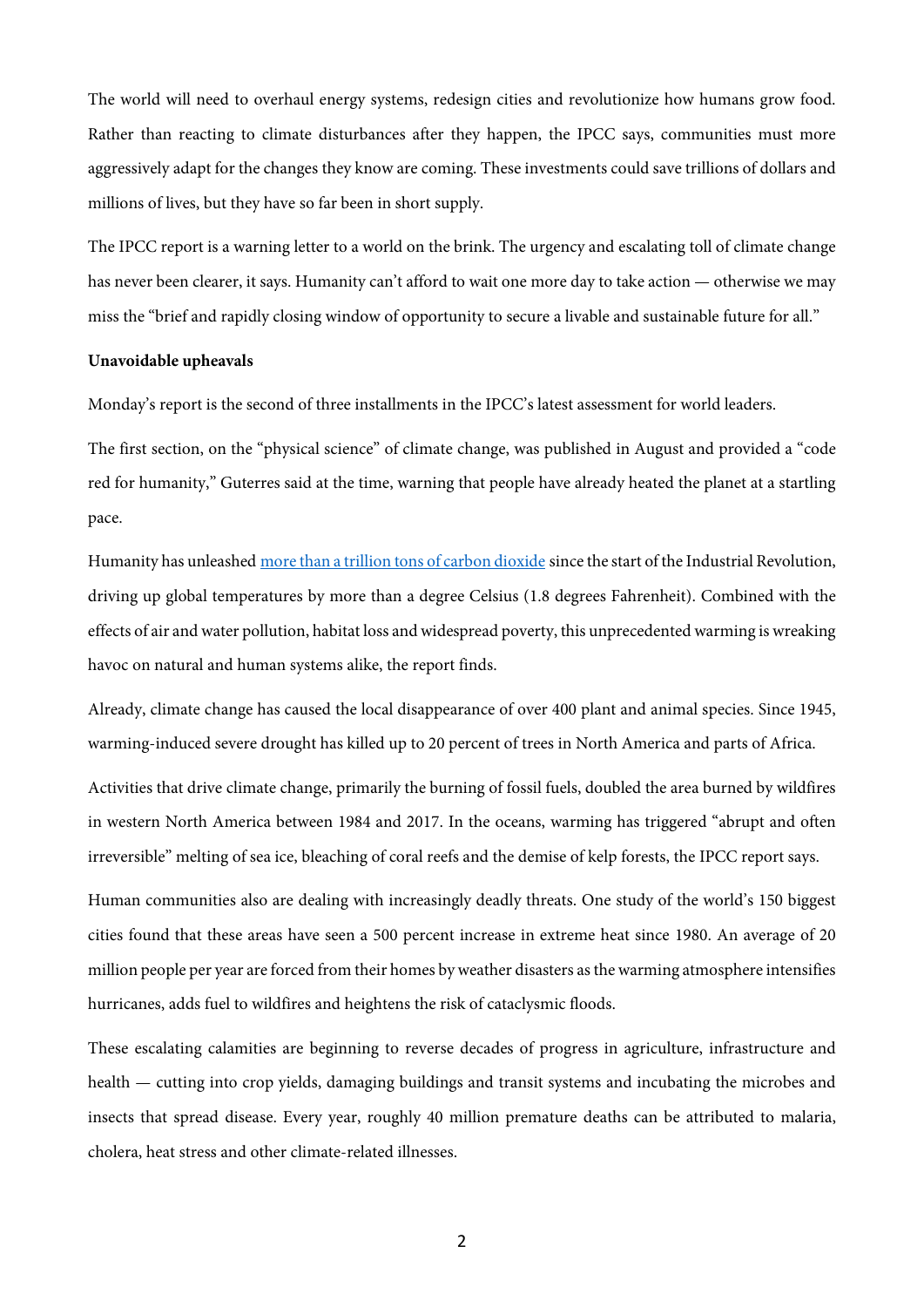The world will need to overhaul energy systems, redesign cities and revolutionize how humans grow food. Rather than reacting to climate disturbances after they happen, the IPCC says, communities must more aggressively adapt for the changes they know are coming. These investments could save trillions of dollars and millions of lives, but they have so far been in short supply.

The IPCC report is a warning letter to a world on the brink. The urgency and escalating toll of climate change has never been clearer, it says. Humanity can't afford to wait one more day to take action — otherwise we may miss the "brief and rapidly closing window of opportunity to secure a livable and sustainable future for all."

**Unavoidable upheavals**

Monday's report is the second of three installments in the IPCC's latest assessment for world leaders.

The first section, on the "physical science" of climate change, was published in August and provided a "code red for humanity," Guterres said at the time, warning that people have already heated the planet at a startling pace.

Humanity has unleashed [more than a trillion tons of carbon dioxide]() since the start of the Industrial Revolution, driving up global temperatures by more than a degree Celsius (1.8 degrees Fahrenheit). Combined with the effects of air and water pollution, habitat loss and widespread poverty, this unprecedented warming is wreaking havoc on natural and human systems alike, the report finds.

Already, climate change has caused the local disappearance of over 400 plant and animal species. Since 1945, warming-induced severe drought has killed up to 20 percent of trees in North America and parts of Africa.

Activities that drive climate change, primarily the burning of fossil fuels, doubled the area burned by wildfires in western North America between 1984 and 2017. In the oceans, warming has triggered "abrupt and often irreversible" melting of sea ice, bleaching of coral reefs and the demise of kelp forests, the IPCC report says.

Human communities also are dealing with increasingly deadly threats. One study of the world's 150 biggest cities found that these areas have seen a 500 percent increase in extreme heat since 1980. An average of 20 million people per year are forced from their homes by weather disasters as the warming atmosphere intensifies hurricanes, adds fuel to wildfires and heightens the risk of cataclysmic floods.

These escalating calamities are beginning to reverse decades of progress in agriculture, infrastructure and health — cutting into crop yields, damaging buildings and transit systems and incubating the microbes and insects that spread disease. Every year, roughly 40 million premature deaths can be attributed to malaria, cholera, heat stress and other climate-related illnesses.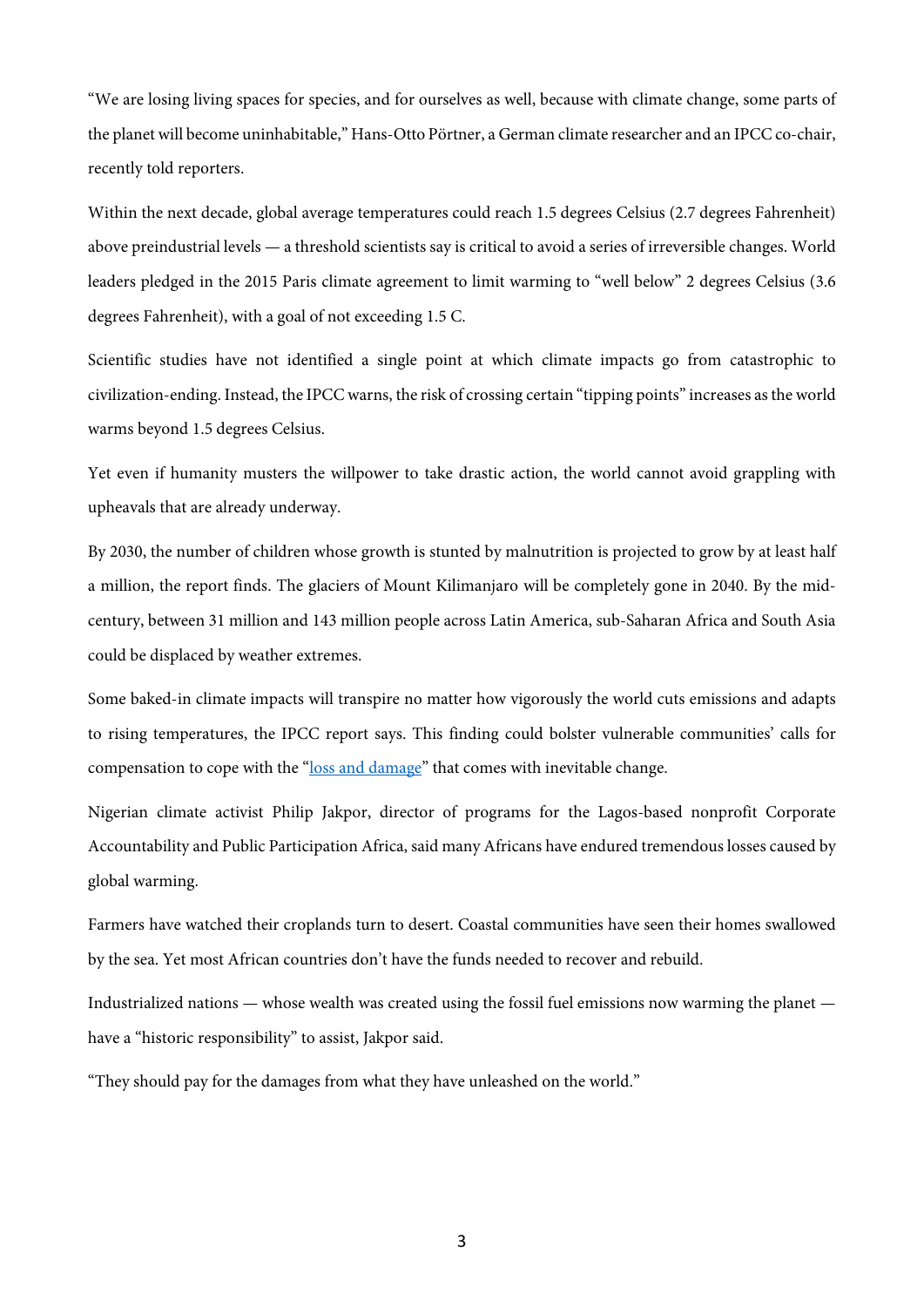"We are losing living spaces for species, and for ourselves as well, because with climate change, some parts of the planet will become uninhabitable," Hans-Otto Pörtner, a German climate researcher and an IPCC co-chair, recently told reporters.

Within the next decade, global average temperatures could reach 1.5 degrees Celsius (2.7 degrees Fahrenheit) above preindustrial levels — a threshold scientists say is critical to avoid a series of irreversible changes. World leaders pledged in the 2015 Paris climate agreement to limit warming to "well below" 2 degrees Celsius (3.6 degrees Fahrenheit), with a goal of not exceeding 1.5 C.

Scientific studies have not identified a single point at which climate impacts go from catastrophic to civilization-ending. Instead, the IPCC warns, the risk of crossing certain "tipping points" increases as the world warms beyond 1.5 degrees Celsius.

Yet even if humanity musters the willpower to take drastic action, the world cannot avoid grappling with upheavals that are already underway.

By 2030, the number of children whose growth is stunted by malnutrition is projected to grow by at least half a million, the report finds. The glaciers of Mount Kilimanjaro will be completely gone in 2040. By the mid-century, between 31 million and 143 million people across Latin America, sub-Saharan Africa and South Asia could be displaced by weather extremes.

Some baked-in climate impacts will transpire no matter how vigorously the world cuts emissions and adapts to rising temperatures, the IPCC report says. This finding could bolster vulnerable communities' calls for compensation to cope with the "loss and damage" that comes with inevitable change.

Nigerian climate activist Philip Jakpor, director of programs for the Lagos-based nonprofit Corporate Accountability and Public Participation Africa, said many Africans have endured tremendous losses caused by global warming.

Farmers have watched their croplands turn to desert. Coastal communities have seen their homes swallowed by the sea. Yet most African countries don't have the funds needed to recover and rebuild.

Industrialized nations — whose wealth was created using the fossil fuel emissions now warming the planet — have a "historic responsibility" to assist, Jakpor said.

"They should pay for the damages from what they have unleashed on the world."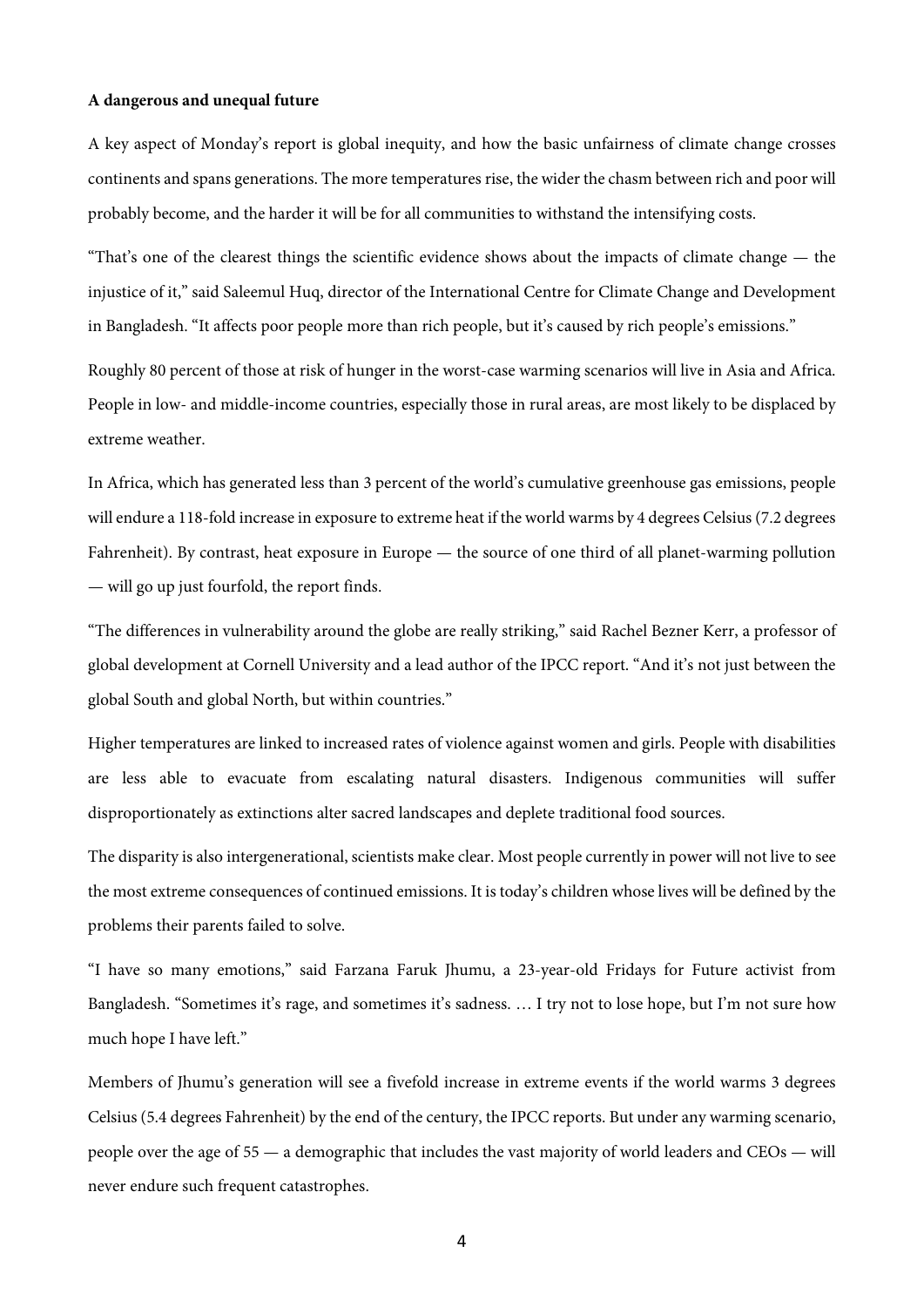**A dangerous and unequal future**

A key aspect of Monday's report is global inequity, and how the basic unfairness of climate change crosses continents and spans generations. The more temperatures rise, the wider the chasm between rich and poor will probably become, and the harder it will be for all communities to withstand the intensifying costs.

"That's one of the clearest things the scientific evidence shows about the impacts of climate change — the injustice of it," said Saleemul Huq, director of the International Centre for Climate Change and Development in Bangladesh. "It affects poor people more than rich people, but it's caused by rich people's emissions."

Roughly 80 percent of those at risk of hunger in the worst-case warming scenarios will live in Asia and Africa. People in low- and middle-income countries, especially those in rural areas, are most likely to be displaced by extreme weather.

In Africa, which has generated less than 3 percent of the world's cumulative greenhouse gas emissions, people will endure a 118-fold increase in exposure to extreme heat if the world warms by 4 degrees Celsius (7.2 degrees Fahrenheit). By contrast, heat exposure in Europe — the source of one third of all planet-warming pollution — will go up just fourfold, the report finds.

"The differences in vulnerability around the globe are really striking," said Rachel Bezner Kerr, a professor of global development at Cornell University and a lead author of the IPCC report. "And it's not just between the global South and global North, but within countries."

Higher temperatures are linked to increased rates of violence against women and girls. People with disabilities are less able to evacuate from escalating natural disasters. Indigenous communities will suffer disproportionately as extinctions alter sacred landscapes and deplete traditional food sources.

The disparity is also intergenerational, scientists make clear. Most people currently in power will not live to see the most extreme consequences of continued emissions. It is today's children whose lives will be defined by the problems their parents failed to solve.

"I have so many emotions," said Farzana Faruk Jhumu, a 23-year-old Fridays for Future activist from Bangladesh. "Sometimes it's rage, and sometimes it's sadness. … I try not to lose hope, but I'm not sure how much hope I have left."

Members of Jhumu's generation will see a fivefold increase in extreme events if the world warms 3 degrees Celsius (5.4 degrees Fahrenheit) by the end of the century, the IPCC reports. But under any warming scenario, people over the age of 55 — a demographic that includes the vast majority of world leaders and CEOs — will never endure such frequent catastrophes.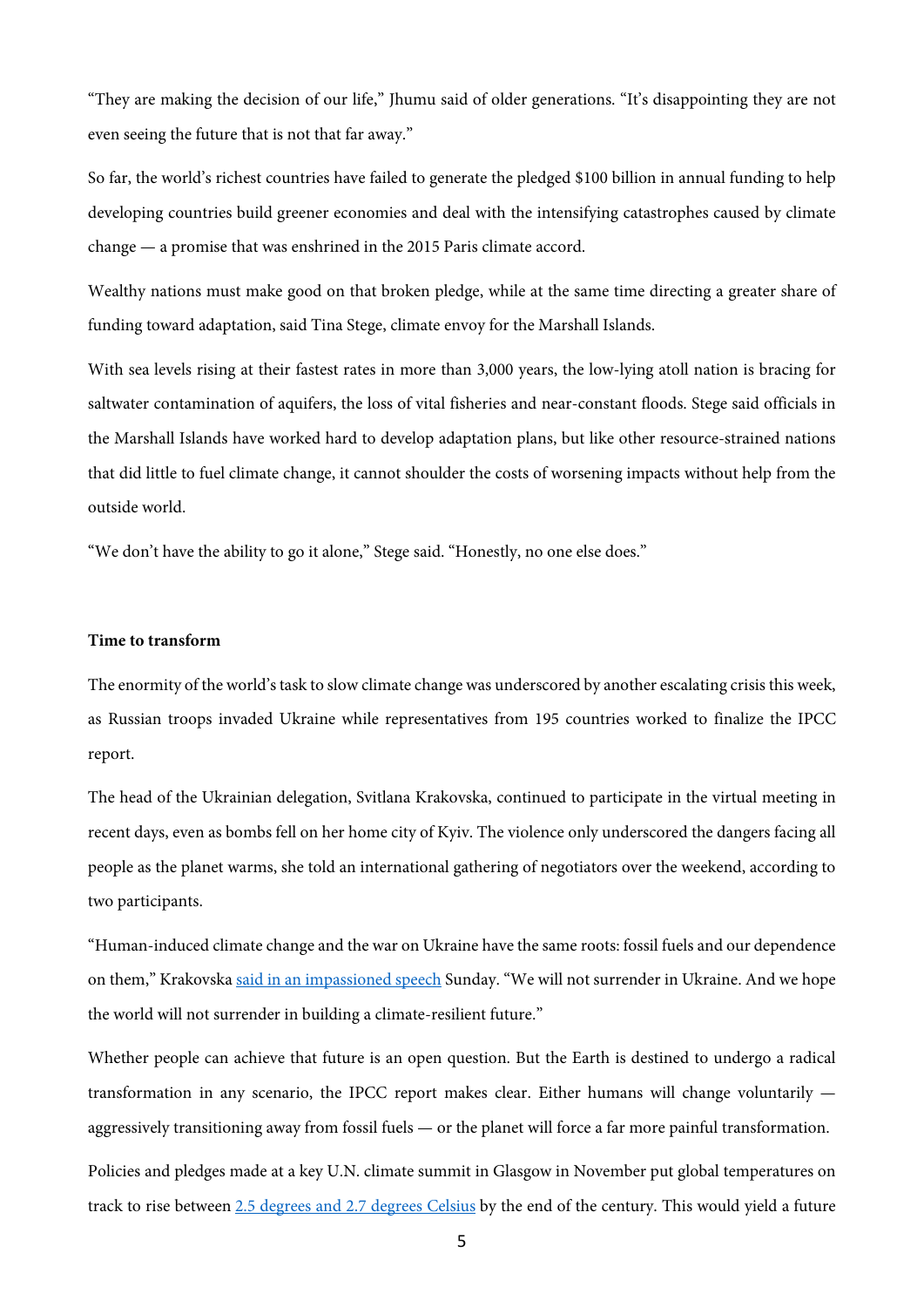"They are making the decision of our life," Jhumu said of older generations. "It's disappointing they are not even seeing the future that is not that far away."

So far, the world's richest countries have failed to generate the pledged $100 billion in annual funding to help developing countries build greener economies and deal with the intensifying catastrophes caused by climate change — a promise that was enshrined in the 2015 Paris climate accord.

Wealthy nations must make good on that broken pledge, while at the same time directing a greater share of funding toward adaptation, said Tina Stege, climate envoy for the Marshall Islands.

With sea levels rising at their fastest rates in more than 3,000 years, the low-lying atoll nation is bracing for saltwater contamination of aquifers, the loss of vital fisheries and near-constant floods. Stege said officials in the Marshall Islands have worked hard to develop adaptation plans, but like other resource-strained nations that did little to fuel climate change, it cannot shoulder the costs of worsening impacts without help from the outside world.

"We don't have the ability to go it alone," Stege said. "Honestly, no one else does."

**Time to transform**

The enormity of the world's task to slow climate change was underscored by another escalating crisis this week, as Russian troops invaded Ukraine while representatives from 195 countries worked to finalize the IPCC report.

The head of the Ukrainian delegation, Svitlana Krakovska, continued to participate in the virtual meeting in recent days, even as bombs fell on her home city of Kyiv. The violence only underscored the dangers facing all people as the planet warms, she told an international gathering of negotiators over the weekend, according to two participants.

"Human-induced climate change and the war on Ukraine have the same roots: fossil fuels and our dependence on them," Krakovska said in an impassioned speech Sunday. "We will not surrender in Ukraine. And we hope the world will not surrender in building a climate-resilient future."

Whether people can achieve that future is an open question. But the Earth is destined to undergo a radical transformation in any scenario, the IPCC report makes clear. Either humans will change voluntarily — aggressively transitioning away from fossil fuels — or the planet will force a far more painful transformation.

Policies and pledges made at a key U.N. climate summit in Glasgow in November put global temperatures on track to rise between 2.5 degrees and 2.7 degrees Celsius by the end of the century. This would yield a future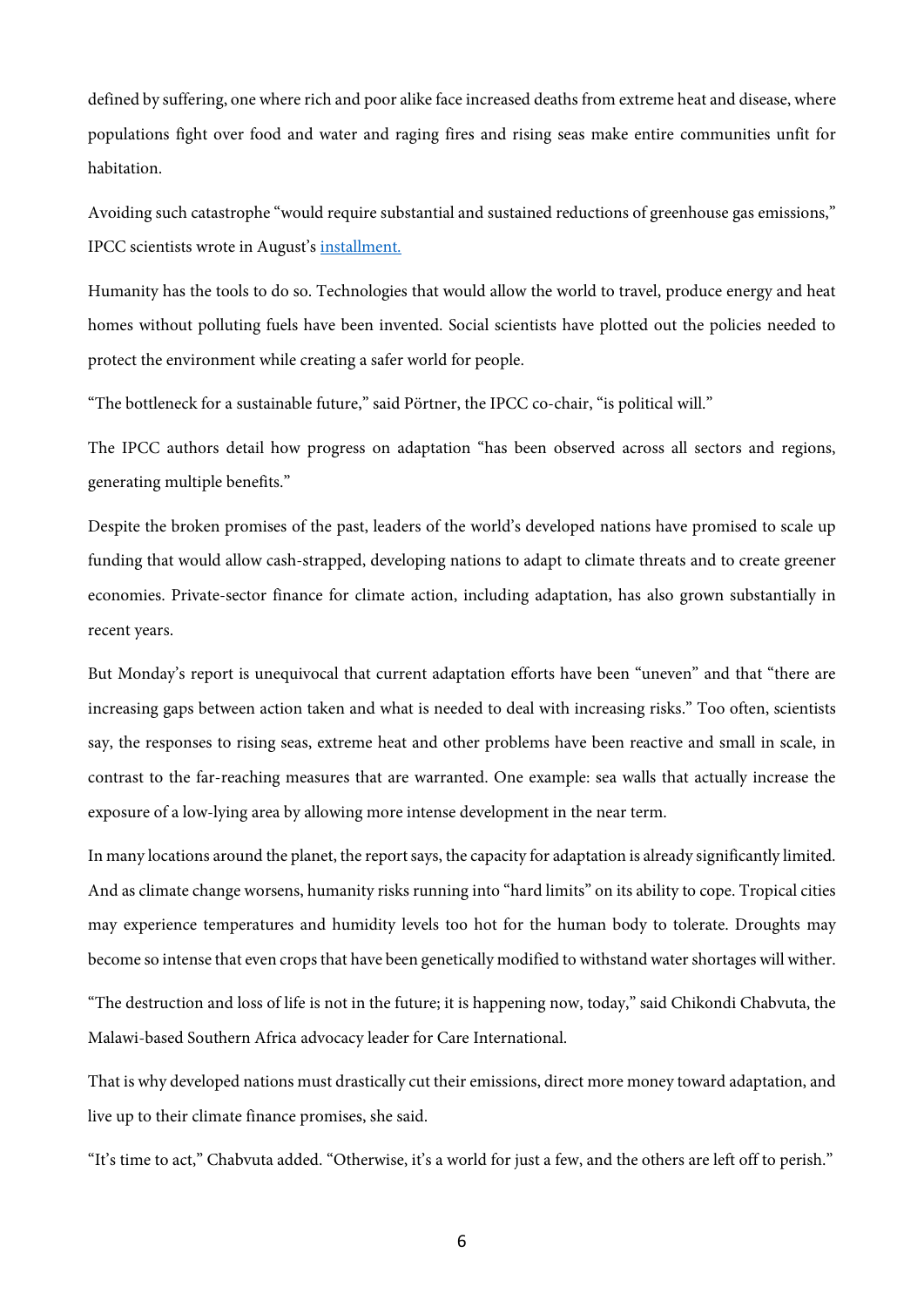defined by suffering, one where rich and poor alike face increased deaths from extreme heat and disease, where populations fight over food and water and raging fires and rising seas make entire communities unfit for habitation.

Avoiding such catastrophe "would require substantial and sustained reductions of greenhouse gas emissions," IPCC scientists wrote in August's installment.

Humanity has the tools to do so. Technologies that would allow the world to travel, produce energy and heat homes without polluting fuels have been invented. Social scientists have plotted out the policies needed to protect the environment while creating a safer world for people.

"The bottleneck for a sustainable future," said Pörtner, the IPCC co-chair, "is political will."

The IPCC authors detail how progress on adaptation "has been observed across all sectors and regions, generating multiple benefits."

Despite the broken promises of the past, leaders of the world's developed nations have promised to scale up funding that would allow cash-strapped, developing nations to adapt to climate threats and to create greener economies. Private-sector finance for climate action, including adaptation, has also grown substantially in recent years.

But Monday's report is unequivocal that current adaptation efforts have been "uneven" and that "there are increasing gaps between action taken and what is needed to deal with increasing risks." Too often, scientists say, the responses to rising seas, extreme heat and other problems have been reactive and small in scale, in contrast to the far-reaching measures that are warranted. One example: sea walls that actually increase the exposure of a low-lying area by allowing more intense development in the near term.

In many locations around the planet, the report says, the capacity for adaptation is already significantly limited. And as climate change worsens, humanity risks running into "hard limits" on its ability to cope. Tropical cities may experience temperatures and humidity levels too hot for the human body to tolerate. Droughts may become so intense that even crops that have been genetically modified to withstand water shortages will wither.

"The destruction and loss of life is not in the future; it is happening now, today," said Chikondi Chabvuta, the Malawi-based Southern Africa advocacy leader for Care International.

That is why developed nations must drastically cut their emissions, direct more money toward adaptation, and live up to their climate finance promises, she said.

"It's time to act," Chabvuta added. "Otherwise, it's a world for just a few, and the others are left off to perish."